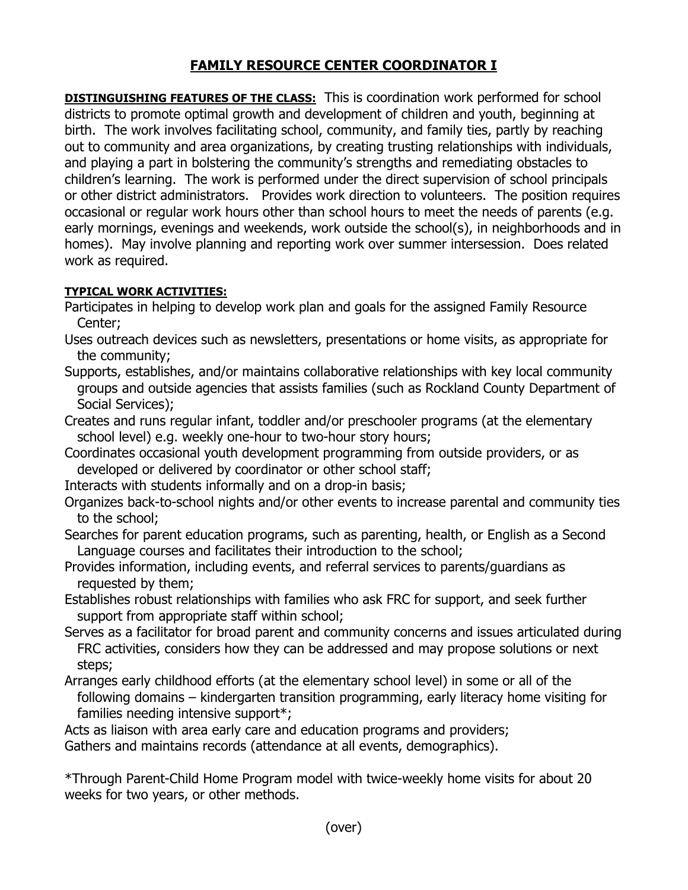# FAMILY RESOURCE CENTER COORDINATOR I

**DISTINGUISHING FEATURES OF THE CLASS:** This is coordination work performed for school districts to promote optimal growth and development of children and youth, beginning at birth. The work involves facilitating school, community, and family ties, partly by reaching out to community and area organizations, by creating trusting relationships with individuals, and playing a part in bolstering the community's strengths and remediating obstacles to children's learning. The work is performed under the direct supervision of school principals or other district administrators. Provides work direction to volunteers. The position requires occasional or regular work hours other than school hours to meet the needs of parents (e.g. early mornings, evenings and weekends, work outside the school(s), in neighborhoods and in homes). May involve planning and reporting work over summer intersession. Does related work as required.

**TYPICAL WORK ACTIVITIES:**

Participates in helping to develop work plan and goals for the assigned Family Resource Center;

Uses outreach devices such as newsletters, presentations or home visits, as appropriate for the community;

Supports, establishes, and/or maintains collaborative relationships with key local community groups and outside agencies that assists families (such as Rockland County Department of Social Services);

Creates and runs regular infant, toddler and/or preschooler programs (at the elementary school level) e.g. weekly one-hour to two-hour story hours;

Coordinates occasional youth development programming from outside providers, or as developed or delivered by coordinator or other school staff;

Interacts with students informally and on a drop-in basis;

Organizes back-to-school nights and/or other events to increase parental and community ties to the school;

Searches for parent education programs, such as parenting, health, or English as a Second Language courses and facilitates their introduction to the school;

Provides information, including events, and referral services to parents/guardians as requested by them;

Establishes robust relationships with families who ask FRC for support, and seek further support from appropriate staff within school;

Serves as a facilitator for broad parent and community concerns and issues articulated during FRC activities, considers how they can be addressed and may propose solutions or next steps;

Arranges early childhood efforts (at the elementary school level) in some or all of the following domains – kindergarten transition programming, early literacy home visiting for families needing intensive support*;

Acts as liaison with area early care and education programs and providers;

Gathers and maintains records (attendance at all events, demographics).

*Through Parent-Child Home Program model with twice-weekly home visits for about 20 weeks for two years, or other methods.

(over)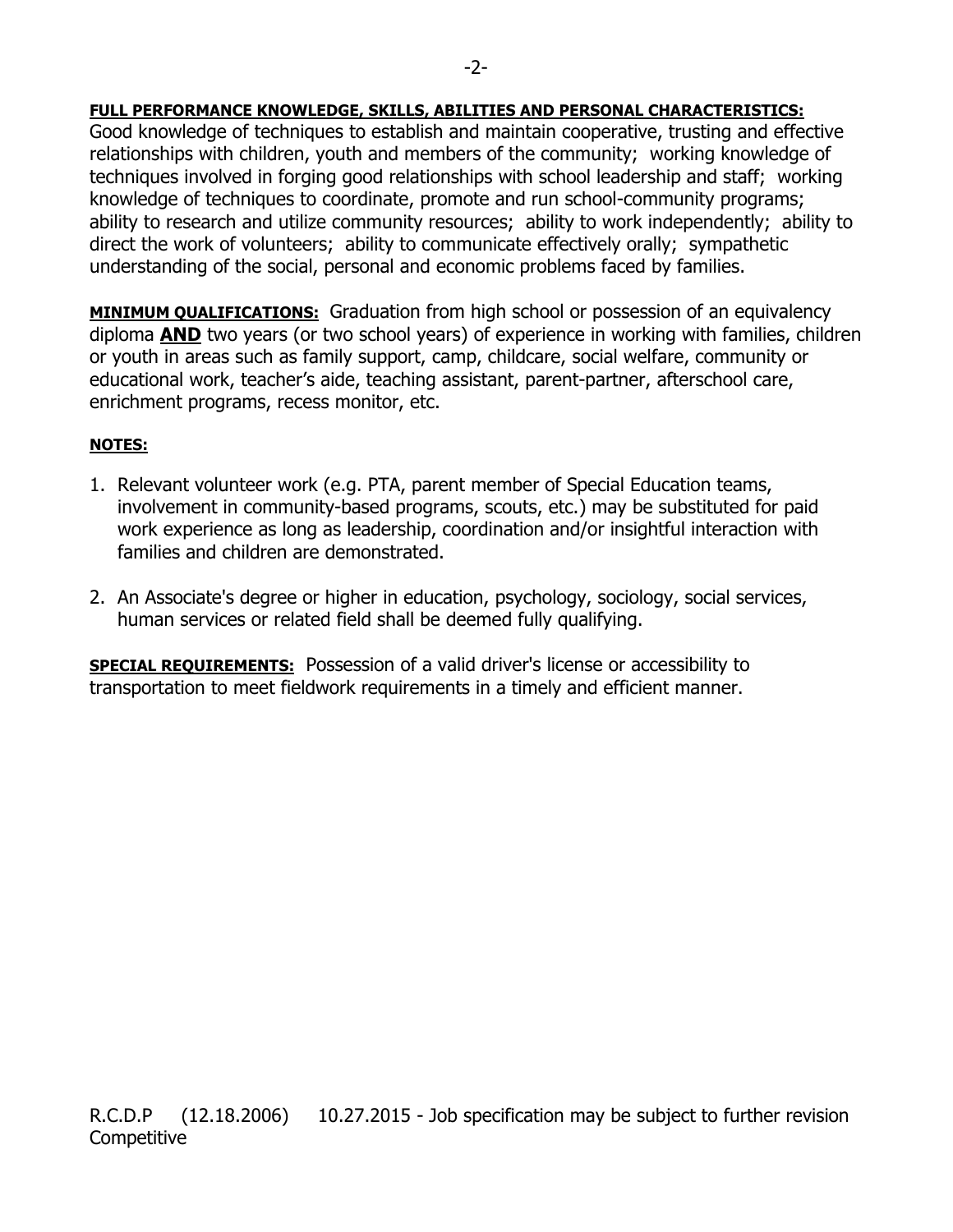**FULL PERFORMANCE KNOWLEDGE, SKILLS, ABILITIES AND PERSONAL CHARACTERISTICS:** Good knowledge of techniques to establish and maintain cooperative, trusting and effective relationships with children, youth and members of the community; working knowledge of techniques involved in forging good relationships with school leadership and staff; working knowledge of techniques to coordinate, promote and run school-community programs; ability to research and utilize community resources; ability to work independently; ability to direct the work of volunteers; ability to communicate effectively orally; sympathetic understanding of the social, personal and economic problems faced by families.

**MINIMUM QUALIFICATIONS:** Graduation from high school or possession of an equivalency diploma **AND** two years (or two school years) of experience in working with families, children or youth in areas such as family support, camp, childcare, social welfare, community or educational work, teacher's aide, teaching assistant, parent-partner, afterschool care, enrichment programs, recess monitor, etc.

**NOTES:**

1. Relevant volunteer work (e.g. PTA, parent member of Special Education teams, involvement in community-based programs, scouts, etc.) may be substituted for paid work experience as long as leadership, coordination and/or insightful interaction with families and children are demonstrated.
2. An Associate's degree or higher in education, psychology, sociology, social services, human services or related field shall be deemed fully qualifying.

**SPECIAL REQUIREMENTS:** Possession of a valid driver's license or accessibility to transportation to meet fieldwork requirements in a timely and efficient manner.

R.C.D.P (12.18.2006) 10.27.2015 - Job specification may be subject to further revision
Competitive